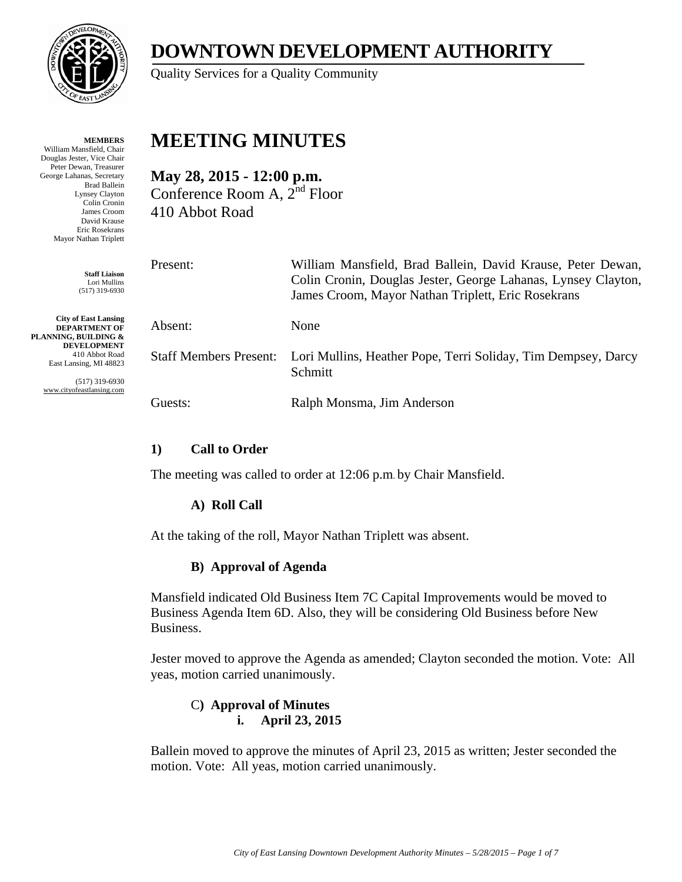# DOWNTOWN DEVELOPMENT AUTHORITY

Quality Services for a Quality Community

**MEMBERS**
William Mansfield, Chair
Douglas Jester, Vice Chair
Peter Dewan, Treasurer
George Lahanas, Secretary
Brad Ballein
Lynsey Clayton
Colin Cronin
James Croom
David Krause
Eric Rosekrans
Mayor Nathan Triplett

**Staff Liaison**
Lori Mullins
(517) 319-6930

**City of East Lansing**
**DEPARTMENT OF PLANNING, BUILDING & DEVELOPMENT**
410 Abbot Road
East Lansing, MI 48823

(517) 319-6930
www.cityofeastlansing.com

# MEETING MINUTES

**May 28, 2015 - 12:00 p.m.**
Conference Room A, 2nd Floor
410 Abbot Road

| | |
|---|---|
| Present: | William Mansfield, Brad Ballein, David Krause, Peter Dewan, Colin Cronin, Douglas Jester, George Lahanas, Lynsey Clayton, James Croom, Mayor Nathan Triplett, Eric Rosekrans |
| Absent: | None |
| Staff Members Present: | Lori Mullins, Heather Pope, Terri Soliday, Tim Dempsey, Darcy Schmitt |
| Guests: | Ralph Monsma, Jim Anderson |

### 1) Call to Order

The meeting was called to order at 12:06 p.m. by Chair Mansfield.

#### A) Roll Call

At the taking of the roll, Mayor Nathan Triplett was absent.

#### B) Approval of Agenda

Mansfield indicated Old Business Item 7C Capital Improvements would be moved to Business Agenda Item 6D. Also, they will be considering Old Business before New Business.

Jester moved to approve the Agenda as amended; Clayton seconded the motion. Vote: All yeas, motion carried unanimously.

#### C) Approval of Minutes

**i. April 23, 2015**

Ballein moved to approve the minutes of April 23, 2015 as written; Jester seconded the motion. Vote: All yeas, motion carried unanimously.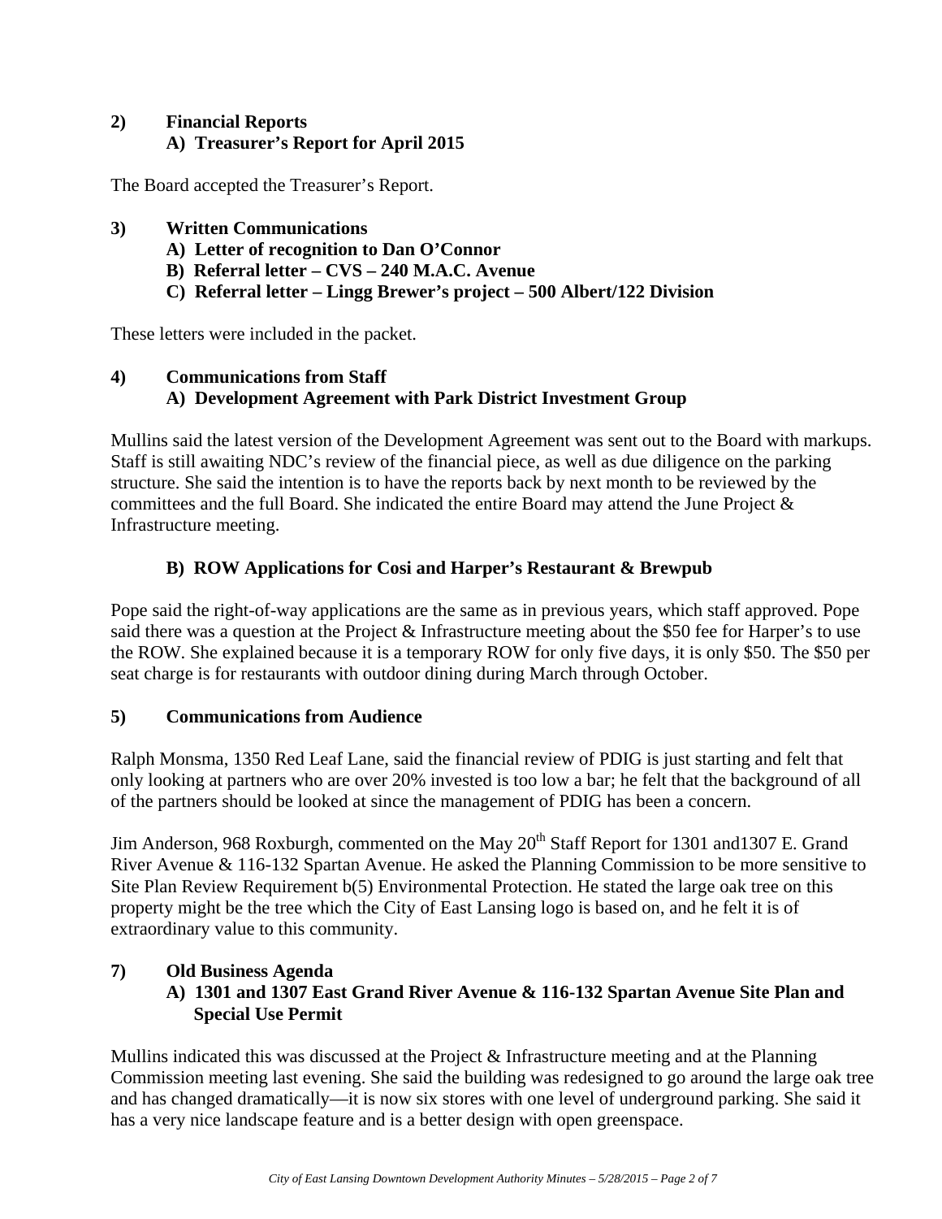**2) Financial Reports**

**A) Treasurer's Report for April 2015**

The Board accepted the Treasurer's Report.

**3) Written Communications**

**A) Letter of recognition to Dan O'Connor**

**B) Referral letter – CVS – 240 M.A.C. Avenue**

**C) Referral letter – Lingg Brewer's project – 500 Albert/122 Division**

These letters were included in the packet.

**4) Communications from Staff**

**A) Development Agreement with Park District Investment Group**

Mullins said the latest version of the Development Agreement was sent out to the Board with markups. Staff is still awaiting NDC's review of the financial piece, as well as due diligence on the parking structure. She said the intention is to have the reports back by next month to be reviewed by the committees and the full Board. She indicated the entire Board may attend the June Project & Infrastructure meeting.

**B) ROW Applications for Cosi and Harper's Restaurant & Brewpub**

Pope said the right-of-way applications are the same as in previous years, which staff approved. Pope said there was a question at the Project & Infrastructure meeting about the $50 fee for Harper's to use the ROW. She explained because it is a temporary ROW for only five days, it is only $50. The $50 per seat charge is for restaurants with outdoor dining during March through October.

**5) Communications from Audience**

Ralph Monsma, 1350 Red Leaf Lane, said the financial review of PDIG is just starting and felt that only looking at partners who are over 20% invested is too low a bar; he felt that the background of all of the partners should be looked at since the management of PDIG has been a concern.

Jim Anderson, 968 Roxburgh, commented on the May 20th Staff Report for 1301 and1307 E. Grand River Avenue & 116-132 Spartan Avenue. He asked the Planning Commission to be more sensitive to Site Plan Review Requirement b(5) Environmental Protection. He stated the large oak tree on this property might be the tree which the City of East Lansing logo is based on, and he felt it is of extraordinary value to this community.

**7) Old Business Agenda**

**A) 1301 and 1307 East Grand River Avenue & 116-132 Spartan Avenue Site Plan and Special Use Permit**

Mullins indicated this was discussed at the Project & Infrastructure meeting and at the Planning Commission meeting last evening. She said the building was redesigned to go around the large oak tree and has changed dramatically—it is now six stores with one level of underground parking. She said it has a very nice landscape feature and is a better design with open greenspace.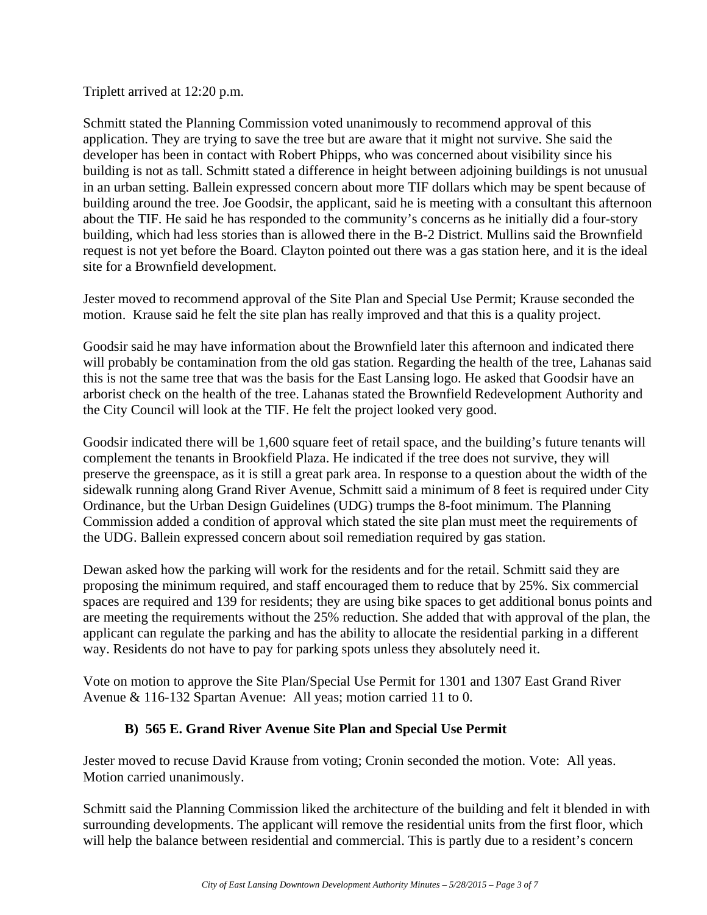Triplett arrived at 12:20 p.m.

Schmitt stated the Planning Commission voted unanimously to recommend approval of this application. They are trying to save the tree but are aware that it might not survive. She said the developer has been in contact with Robert Phipps, who was concerned about visibility since his building is not as tall. Schmitt stated a difference in height between adjoining buildings is not unusual in an urban setting. Ballein expressed concern about more TIF dollars which may be spent because of building around the tree. Joe Goodsir, the applicant, said he is meeting with a consultant this afternoon about the TIF. He said he has responded to the community's concerns as he initially did a four-story building, which had less stories than is allowed there in the B-2 District. Mullins said the Brownfield request is not yet before the Board. Clayton pointed out there was a gas station here, and it is the ideal site for a Brownfield development.

Jester moved to recommend approval of the Site Plan and Special Use Permit; Krause seconded the motion. Krause said he felt the site plan has really improved and that this is a quality project.

Goodsir said he may have information about the Brownfield later this afternoon and indicated there will probably be contamination from the old gas station. Regarding the health of the tree, Lahanas said this is not the same tree that was the basis for the East Lansing logo. He asked that Goodsir have an arborist check on the health of the tree. Lahanas stated the Brownfield Redevelopment Authority and the City Council will look at the TIF. He felt the project looked very good.

Goodsir indicated there will be 1,600 square feet of retail space, and the building's future tenants will complement the tenants in Brookfield Plaza. He indicated if the tree does not survive, they will preserve the greenspace, as it is still a great park area. In response to a question about the width of the sidewalk running along Grand River Avenue, Schmitt said a minimum of 8 feet is required under City Ordinance, but the Urban Design Guidelines (UDG) trumps the 8-foot minimum. The Planning Commission added a condition of approval which stated the site plan must meet the requirements of the UDG. Ballein expressed concern about soil remediation required by gas station.

Dewan asked how the parking will work for the residents and for the retail. Schmitt said they are proposing the minimum required, and staff encouraged them to reduce that by 25%. Six commercial spaces are required and 139 for residents; they are using bike spaces to get additional bonus points and are meeting the requirements without the 25% reduction. She added that with approval of the plan, the applicant can regulate the parking and has the ability to allocate the residential parking in a different way. Residents do not have to pay for parking spots unless they absolutely need it.

Vote on motion to approve the Site Plan/Special Use Permit for 1301 and 1307 East Grand River Avenue & 116-132 Spartan Avenue: All yeas; motion carried 11 to 0.

**B) 565 E. Grand River Avenue Site Plan and Special Use Permit**

Jester moved to recuse David Krause from voting; Cronin seconded the motion. Vote: All yeas. Motion carried unanimously.

Schmitt said the Planning Commission liked the architecture of the building and felt it blended in with surrounding developments. The applicant will remove the residential units from the first floor, which will help the balance between residential and commercial. This is partly due to a resident's concern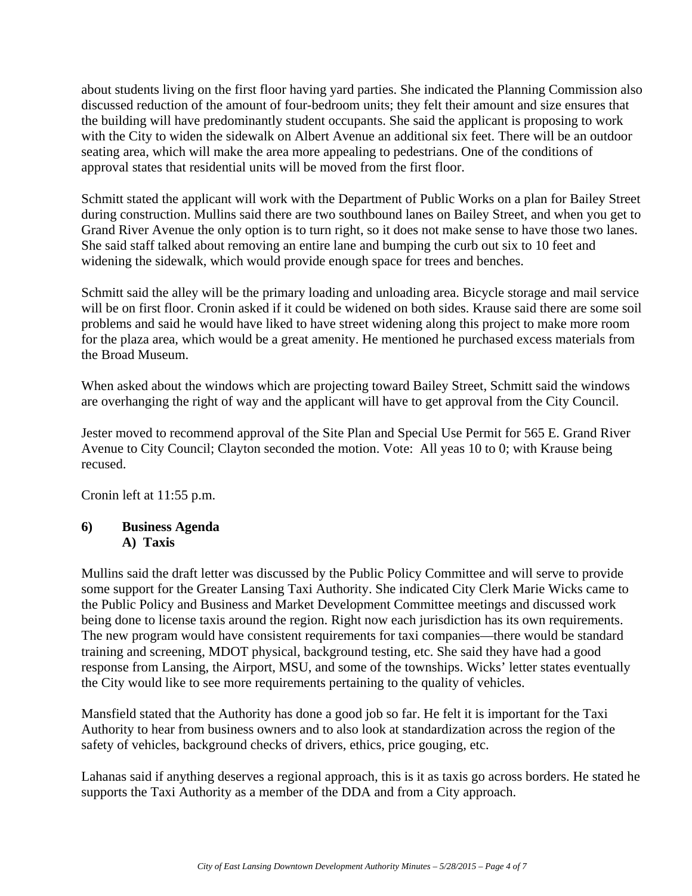about students living on the first floor having yard parties. She indicated the Planning Commission also discussed reduction of the amount of four-bedroom units; they felt their amount and size ensures that the building will have predominantly student occupants. She said the applicant is proposing to work with the City to widen the sidewalk on Albert Avenue an additional six feet. There will be an outdoor seating area, which will make the area more appealing to pedestrians. One of the conditions of approval states that residential units will be moved from the first floor.

Schmitt stated the applicant will work with the Department of Public Works on a plan for Bailey Street during construction. Mullins said there are two southbound lanes on Bailey Street, and when you get to Grand River Avenue the only option is to turn right, so it does not make sense to have those two lanes. She said staff talked about removing an entire lane and bumping the curb out six to 10 feet and widening the sidewalk, which would provide enough space for trees and benches.

Schmitt said the alley will be the primary loading and unloading area. Bicycle storage and mail service will be on first floor. Cronin asked if it could be widened on both sides. Krause said there are some soil problems and said he would have liked to have street widening along this project to make more room for the plaza area, which would be a great amenity. He mentioned he purchased excess materials from the Broad Museum.

When asked about the windows which are projecting toward Bailey Street, Schmitt said the windows are overhanging the right of way and the applicant will have to get approval from the City Council.

Jester moved to recommend approval of the Site Plan and Special Use Permit for 565 E. Grand River Avenue to City Council; Clayton seconded the motion. Vote: All yeas 10 to 0; with Krause being recused.

Cronin left at 11:55 p.m.

**6) Business Agenda**

**A) Taxis**

Mullins said the draft letter was discussed by the Public Policy Committee and will serve to provide some support for the Greater Lansing Taxi Authority. She indicated City Clerk Marie Wicks came to the Public Policy and Business and Market Development Committee meetings and discussed work being done to license taxis around the region. Right now each jurisdiction has its own requirements. The new program would have consistent requirements for taxi companies—there would be standard training and screening, MDOT physical, background testing, etc. She said they have had a good response from Lansing, the Airport, MSU, and some of the townships. Wicks' letter states eventually the City would like to see more requirements pertaining to the quality of vehicles.

Mansfield stated that the Authority has done a good job so far. He felt it is important for the Taxi Authority to hear from business owners and to also look at standardization across the region of the safety of vehicles, background checks of drivers, ethics, price gouging, etc.

Lahanas said if anything deserves a regional approach, this is it as taxis go across borders. He stated he supports the Taxi Authority as a member of the DDA and from a City approach.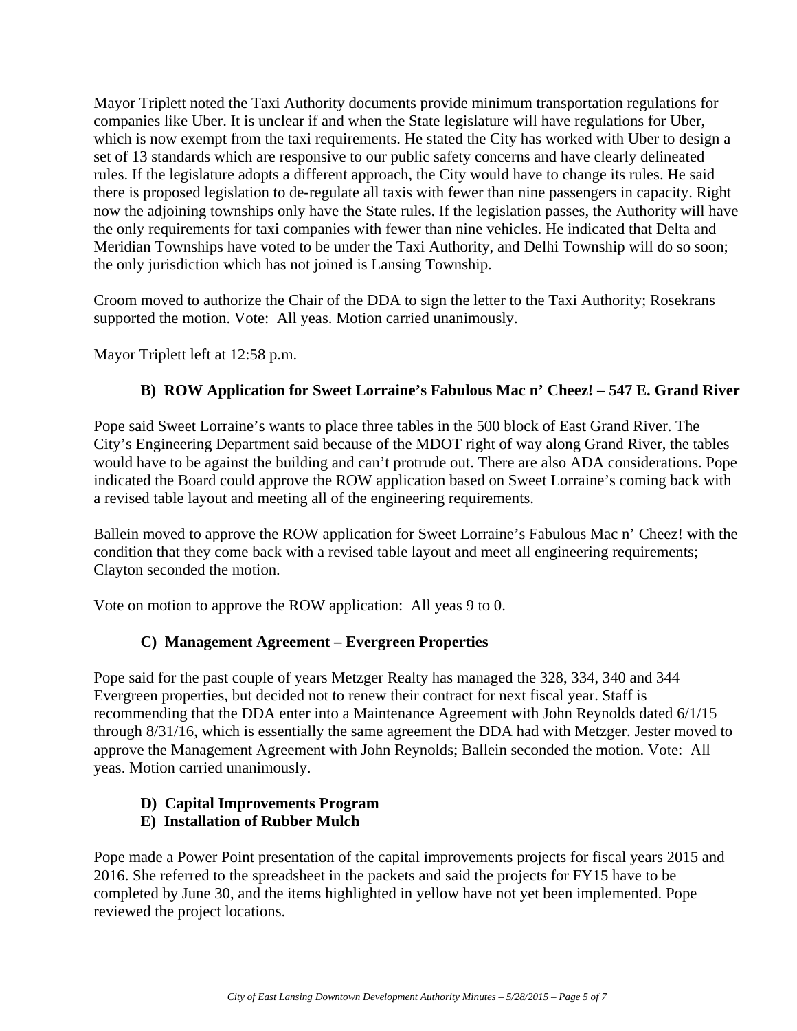Mayor Triplett noted the Taxi Authority documents provide minimum transportation regulations for companies like Uber. It is unclear if and when the State legislature will have regulations for Uber, which is now exempt from the taxi requirements. He stated the City has worked with Uber to design a set of 13 standards which are responsive to our public safety concerns and have clearly delineated rules. If the legislature adopts a different approach, the City would have to change its rules. He said there is proposed legislation to de-regulate all taxis with fewer than nine passengers in capacity. Right now the adjoining townships only have the State rules. If the legislation passes, the Authority will have the only requirements for taxi companies with fewer than nine vehicles. He indicated that Delta and Meridian Townships have voted to be under the Taxi Authority, and Delhi Township will do so soon; the only jurisdiction which has not joined is Lansing Township.

Croom moved to authorize the Chair of the DDA to sign the letter to the Taxi Authority; Rosekrans supported the motion. Vote: All yeas. Motion carried unanimously.

Mayor Triplett left at 12:58 p.m.

### B) ROW Application for Sweet Lorraine's Fabulous Mac n' Cheez! – 547 E. Grand River

Pope said Sweet Lorraine's wants to place three tables in the 500 block of East Grand River. The City's Engineering Department said because of the MDOT right of way along Grand River, the tables would have to be against the building and can't protrude out. There are also ADA considerations. Pope indicated the Board could approve the ROW application based on Sweet Lorraine's coming back with a revised table layout and meeting all of the engineering requirements.

Ballein moved to approve the ROW application for Sweet Lorraine's Fabulous Mac n' Cheez! with the condition that they come back with a revised table layout and meet all engineering requirements; Clayton seconded the motion.

Vote on motion to approve the ROW application: All yeas 9 to 0.

### C) Management Agreement – Evergreen Properties

Pope said for the past couple of years Metzger Realty has managed the 328, 334, 340 and 344 Evergreen properties, but decided not to renew their contract for next fiscal year. Staff is recommending that the DDA enter into a Maintenance Agreement with John Reynolds dated 6/1/15 through 8/31/16, which is essentially the same agreement the DDA had with Metzger. Jester moved to approve the Management Agreement with John Reynolds; Ballein seconded the motion. Vote: All yeas. Motion carried unanimously.

### D) Capital Improvements Program
### E) Installation of Rubber Mulch

Pope made a Power Point presentation of the capital improvements projects for fiscal years 2015 and 2016. She referred to the spreadsheet in the packets and said the projects for FY15 have to be completed by June 30, and the items highlighted in yellow have not yet been implemented. Pope reviewed the project locations.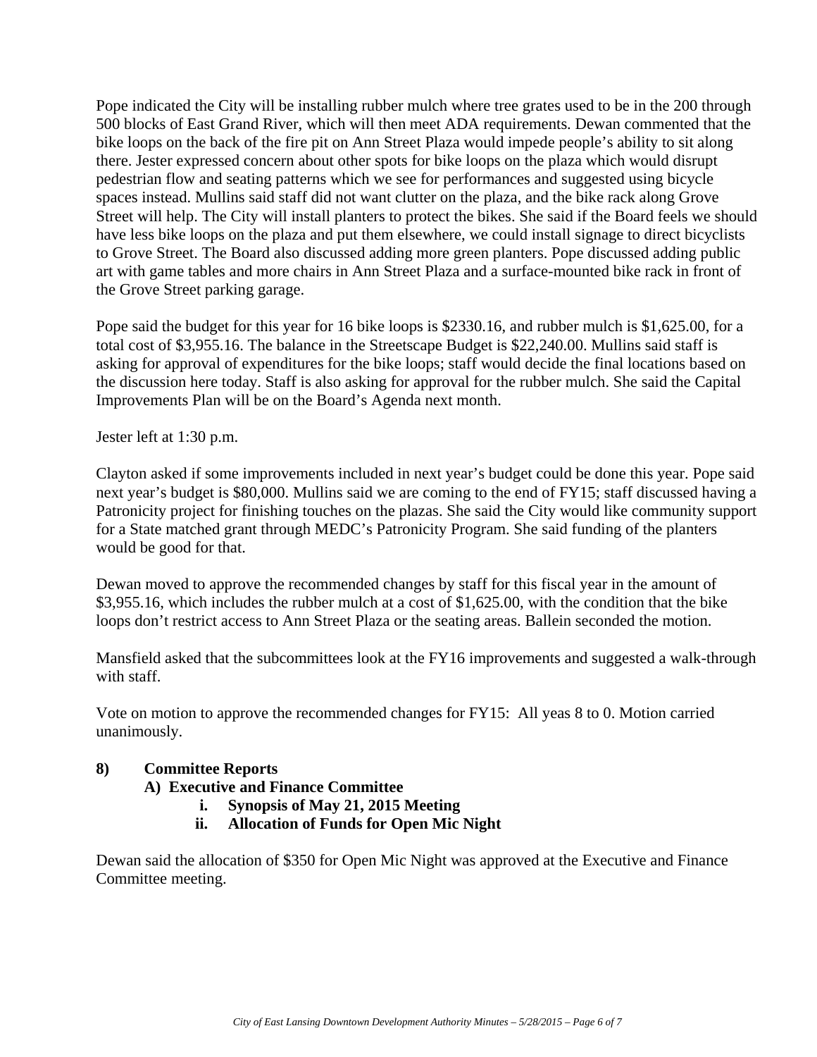Pope indicated the City will be installing rubber mulch where tree grates used to be in the 200 through 500 blocks of East Grand River, which will then meet ADA requirements. Dewan commented that the bike loops on the back of the fire pit on Ann Street Plaza would impede people's ability to sit along there. Jester expressed concern about other spots for bike loops on the plaza which would disrupt pedestrian flow and seating patterns which we see for performances and suggested using bicycle spaces instead. Mullins said staff did not want clutter on the plaza, and the bike rack along Grove Street will help. The City will install planters to protect the bikes. She said if the Board feels we should have less bike loops on the plaza and put them elsewhere, we could install signage to direct bicyclists to Grove Street. The Board also discussed adding more green planters. Pope discussed adding public art with game tables and more chairs in Ann Street Plaza and a surface-mounted bike rack in front of the Grove Street parking garage.

Pope said the budget for this year for 16 bike loops is $2330.16, and rubber mulch is $1,625.00, for a total cost of $3,955.16. The balance in the Streetscape Budget is $22,240.00. Mullins said staff is asking for approval of expenditures for the bike loops; staff would decide the final locations based on the discussion here today. Staff is also asking for approval for the rubber mulch. She said the Capital Improvements Plan will be on the Board's Agenda next month.

Jester left at 1:30 p.m.

Clayton asked if some improvements included in next year's budget could be done this year. Pope said next year's budget is $80,000. Mullins said we are coming to the end of FY15; staff discussed having a Patronicity project for finishing touches on the plazas. She said the City would like community support for a State matched grant through MEDC's Patronicity Program. She said funding of the planters would be good for that.

Dewan moved to approve the recommended changes by staff for this fiscal year in the amount of $3,955.16, which includes the rubber mulch at a cost of $1,625.00, with the condition that the bike loops don't restrict access to Ann Street Plaza or the seating areas. Ballein seconded the motion.

Mansfield asked that the subcommittees look at the FY16 improvements and suggested a walk-through with staff.

Vote on motion to approve the recommended changes for FY15: All yeas 8 to 0. Motion carried unanimously.

**8) Committee Reports**

**A) Executive and Finance Committee**

**i. Synopsis of May 21, 2015 Meeting**

**ii. Allocation of Funds for Open Mic Night**

Dewan said the allocation of $350 for Open Mic Night was approved at the Executive and Finance Committee meeting.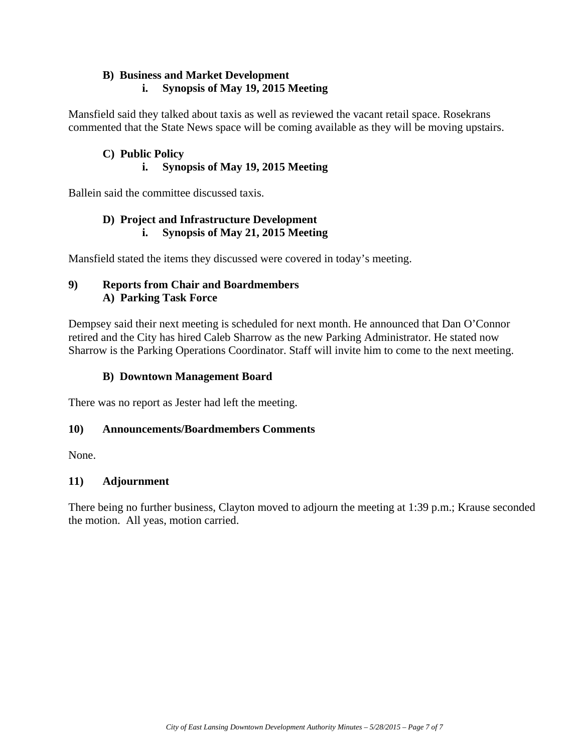### B) Business and Market Development

#### i. Synopsis of May 19, 2015 Meeting

Mansfield said they talked about taxis as well as reviewed the vacant retail space. Rosekrans commented that the State News space will be coming available as they will be moving upstairs.

### C) Public Policy

#### i. Synopsis of May 19, 2015 Meeting

Ballein said the committee discussed taxis.

### D) Project and Infrastructure Development

#### i. Synopsis of May 21, 2015 Meeting

Mansfield stated the items they discussed were covered in today's meeting.

## 9) Reports from Chair and Boardmembers

### A) Parking Task Force

Dempsey said their next meeting is scheduled for next month. He announced that Dan O'Connor retired and the City has hired Caleb Sharrow as the new Parking Administrator. He stated now Sharrow is the Parking Operations Coordinator. Staff will invite him to come to the next meeting.

### B) Downtown Management Board

There was no report as Jester had left the meeting.

## 10) Announcements/Boardmembers Comments

None.

## 11) Adjournment

There being no further business, Clayton moved to adjourn the meeting at 1:39 p.m.; Krause seconded the motion. All yeas, motion carried.